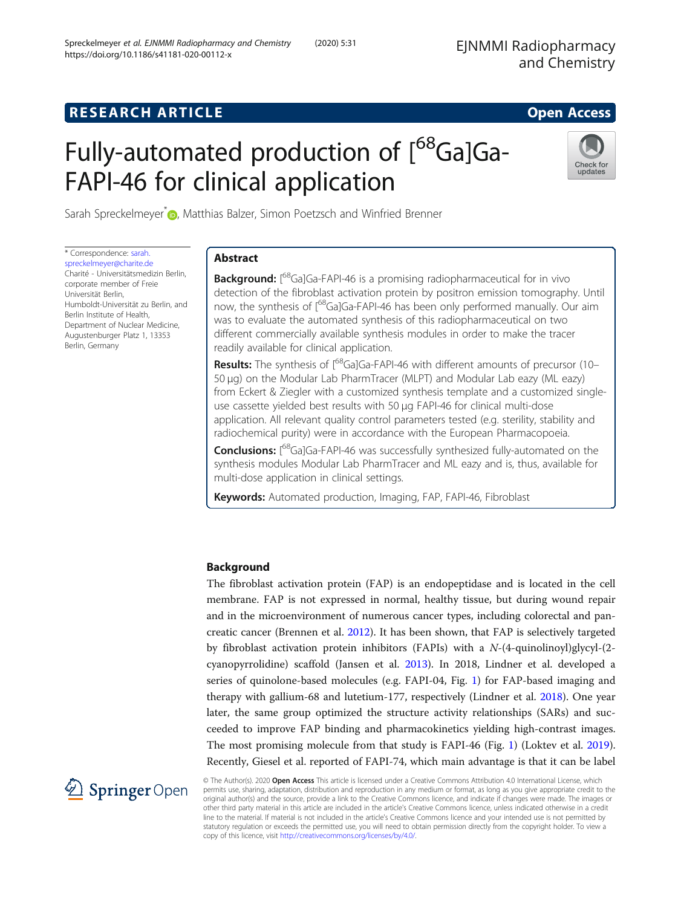## RESEARCH ARTICLE

**Open Access**

# Fully-automated production of $[^{68}Ga]$Ga-FAPI-46 for clinical application

Sarah Spreckelmeyer*, Matthias Balzer, Simon Poetzsch and Winfried Brenner

\* Correspondence: sarah.spreckelmeyer@charite.de
Charité - Universitätsmedizin Berlin, corporate member of Freie Universität Berlin, Humboldt-Universität zu Berlin, and Berlin Institute of Health, Department of Nuclear Medicine, Augustenburger Platz 1, 13353 Berlin, Germany

## Abstract

**Background:** $[^{68}Ga]$Ga-FAPI-46 is a promising radiopharmaceutical for in vivo detection of the fibroblast activation protein by positron emission tomography. Until now, the synthesis of $[^{68}Ga]$Ga-FAPI-46 has been only performed manually. Our aim was to evaluate the automated synthesis of this radiopharmaceutical on two different commercially available synthesis modules in order to make the tracer readily available for clinical application.

**Results:** The synthesis of $[^{68}Ga]$Ga-FAPI-46 with different amounts of precursor (10–50 μg) on the Modular Lab PharmTracer (MLPT) and Modular Lab eazy (ML eazy) from Eckert & Ziegler with a customized synthesis template and a customized single-use cassette yielded best results with 50 μg FAPI-46 for clinical multi-dose application. All relevant quality control parameters tested (e.g. sterility, stability and radiochemical purity) were in accordance with the European Pharmacopoeia.

**Conclusions:** $[^{68}Ga]$Ga-FAPI-46 was successfully synthesized fully-automated on the synthesis modules Modular Lab PharmTracer and ML eazy and is, thus, available for multi-dose application in clinical settings.

**Keywords:** Automated production, Imaging, FAP, FAPI-46, Fibroblast

## Background

The fibroblast activation protein (FAP) is an endopeptidase and is located in the cell membrane. FAP is not expressed in normal, healthy tissue, but during wound repair and in the microenvironment of numerous cancer types, including colorectal and pancreatic cancer (Brennen et al. 2012). It has been shown, that FAP is selectively targeted by fibroblast activation protein inhibitors (FAPIs) with a *N*-(4-quinolinoyl)glycyl-(2-cyanopyrrolidine) scaffold (Jansen et al. 2013). In 2018, Lindner et al. developed a series of quinolone-based molecules (e.g. FAPI-04, Fig. 1) for FAP-based imaging and therapy with gallium-68 and lutetium-177, respectively (Lindner et al. 2018). One year later, the same group optimized the structure activity relationships (SARs) and succeeded to improve FAP binding and pharmacokinetics yielding high-contrast images. The most promising molecule from that study is FAPI-46 (Fig. 1) (Loktev et al. 2019). Recently, Giesel et al. reported of FAPI-74, which main advantage is that it can be label

© The Author(s). 2020 **Open Access** This article is licensed under a Creative Commons Attribution 4.0 International License, which permits use, sharing, adaptation, distribution and reproduction in any medium or format, as long as you give appropriate credit to the original author(s) and the source, provide a link to the Creative Commons licence, and indicate if changes were made. The images or other third party material in this article are included in the article's Creative Commons licence, unless indicated otherwise in a credit line to the material. If material is not included in the article's Creative Commons licence and your intended use is not permitted by statutory regulation or exceeds the permitted use, you will need to obtain permission directly from the copyright holder. To view a copy of this licence, visit http://creativecommons.org/licenses/by/4.0/.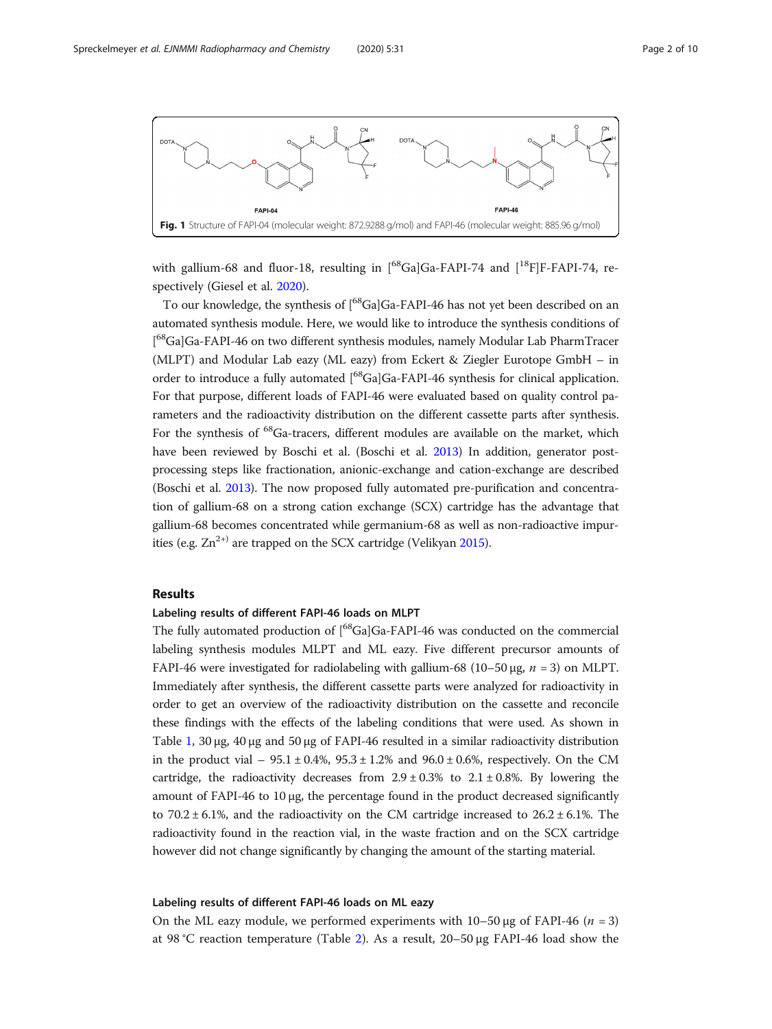Fig. 1 Structure of FAPI-04 (molecular weight: 872.9288 g/mol) and FAPI-46 (molecular weight: 885.96 g/mol)

with gallium-68 and fluor-18, resulting in [$^{68}$Ga]Ga-FAPI-74 and [$^{18}$F]F-FAPI-74, respectively (Giesel et al. 2020).

To our knowledge, the synthesis of [$^{68}$Ga]Ga-FAPI-46 has not yet been described on an automated synthesis module. Here, we would like to introduce the synthesis conditions of [$^{68}$Ga]Ga-FAPI-46 on two different synthesis modules, namely Modular Lab PharmTracer (MLPT) and Modular Lab eazy (ML eazy) from Eckert & Ziegler Eurotope GmbH – in order to introduce a fully automated [$^{68}$Ga]Ga-FAPI-46 synthesis for clinical application. For that purpose, different loads of FAPI-46 were evaluated based on quality control parameters and the radioactivity distribution on the different cassette parts after synthesis. For the synthesis of $^{68}$Ga-tracers, different modules are available on the market, which have been reviewed by Boschi et al. (Boschi et al. 2013) In addition, generator post-processing steps like fractionation, anionic-exchange and cation-exchange are described (Boschi et al. 2013). The now proposed fully automated pre-purification and concentration of gallium-68 on a strong cation exchange (SCX) cartridge has the advantage that gallium-68 becomes concentrated while germanium-68 as well as non-radioactive impurities (e.g. $Zn^{2+}$) are trapped on the SCX cartridge (Velikyan 2015).

## Results

### Labeling results of different FAPI-46 loads on MLPT

The fully automated production of [$^{68}$Ga]Ga-FAPI-46 was conducted on the commercial labeling synthesis modules MLPT and ML eazy. Five different precursor amounts of FAPI-46 were investigated for radiolabeling with gallium-68 (10–50 μg, $n$ = 3) on MLPT. Immediately after synthesis, the different cassette parts were analyzed for radioactivity in order to get an overview of the radioactivity distribution on the cassette and reconcile these findings with the effects of the labeling conditions that were used. As shown in Table 1, 30 μg, 40 μg and 50 μg of FAPI-46 resulted in a similar radioactivity distribution in the product vial – 95.1 ± 0.4%, 95.3 ± 1.2% and 96.0 ± 0.6%, respectively. On the CM cartridge, the radioactivity decreases from 2.9 ± 0.3% to 2.1 ± 0.8%. By lowering the amount of FAPI-46 to 10 μg, the percentage found in the product decreased significantly to 70.2 ± 6.1%, and the radioactivity on the CM cartridge increased to 26.2 ± 6.1%. The radioactivity found in the reaction vial, in the waste fraction and on the SCX cartridge however did not change significantly by changing the amount of the starting material.

### Labeling results of different FAPI-46 loads on ML eazy

On the ML eazy module, we performed experiments with 10–50 μg of FAPI-46 ($n$ = 3) at 98 °C reaction temperature (Table 2). As a result, 20–50 μg FAPI-46 load show the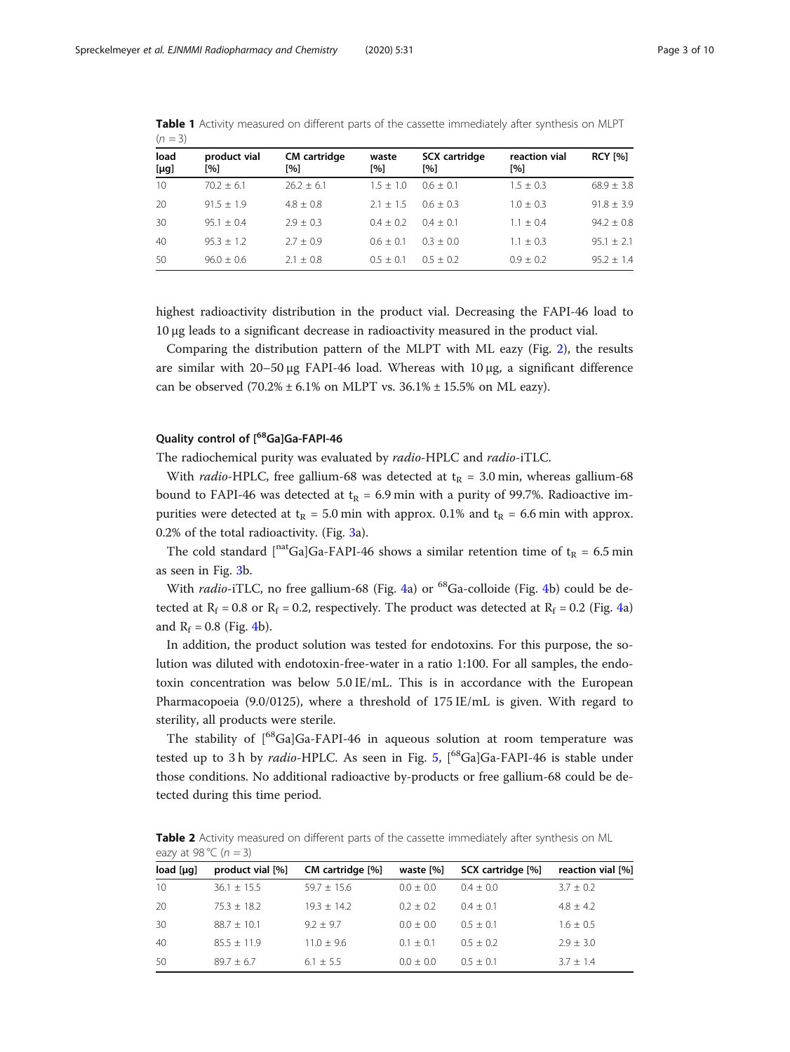**Table 1** Activity measured on different parts of the cassette immediately after synthesis on MLPT ($n = 3$)

| load [μg] | product vial [%] | CM cartridge [%] | waste [%] | SCX cartridge [%] | reaction vial [%] | RCY [%] |
|---|---|---|---|---|---|---|
| 10 | 70.2 ± 6.1 | 26.2 ± 6.1 | 1.5 ± 1.0 | 0.6 ± 0.1 | 1.5 ± 0.3 | 68.9 ± 3.8 |
| 20 | 91.5 ± 1.9 | 4.8 ± 0.8 | 2.1 ± 1.5 | 0.6 ± 0.3 | 1.0 ± 0.3 | 91.8 ± 3.9 |
| 30 | 95.1 ± 0.4 | 2.9 ± 0.3 | 0.4 ± 0.2 | 0.4 ± 0.1 | 1.1 ± 0.4 | 94.2 ± 0.8 |
| 40 | 95.3 ± 1.2 | 2.7 ± 0.9 | 0.6 ± 0.1 | 0.3 ± 0.0 | 1.1 ± 0.3 | 95.1 ± 2.1 |
| 50 | 96.0 ± 0.6 | 2.1 ± 0.8 | 0.5 ± 0.1 | 0.5 ± 0.2 | 0.9 ± 0.2 | 95.2 ± 1.4 |

highest radioactivity distribution in the product vial. Decreasing the FAPI-46 load to 10 μg leads to a significant decrease in radioactivity measured in the product vial.

Comparing the distribution pattern of the MLPT with ML eazy (Fig. 2), the results are similar with 20–50 μg FAPI-46 load. Whereas with 10 μg, a significant difference can be observed (70.2% ± 6.1% on MLPT vs. 36.1% ± 15.5% on ML eazy).

### Quality control of [$^{68}$Ga]Ga-FAPI-46

The radiochemical purity was evaluated by *radio*-HPLC and *radio*-iTLC.

With *radio*-HPLC, free gallium-68 was detected at $t_R = 3.0$ min, whereas gallium-68 bound to FAPI-46 was detected at $t_R = 6.9$ min with a purity of 99.7%. Radioactive impurities were detected at $t_R = 5.0$ min with approx. 0.1% and $t_R = 6.6$ min with approx. 0.2% of the total radioactivity. (Fig. 3a).

The cold standard [$^{nat}$Ga]Ga-FAPI-46 shows a similar retention time of $t_R = 6.5$ min as seen in Fig. 3b.

With *radio*-iTLC, no free gallium-68 (Fig. 4a) or $^{68}$Ga-colloide (Fig. 4b) could be detected at $R_f = 0.8$ or $R_f = 0.2$, respectively. The product was detected at $R_f = 0.2$ (Fig. 4a) and $R_f = 0.8$ (Fig. 4b).

In addition, the product solution was tested for endotoxins. For this purpose, the solution was diluted with endotoxin-free-water in a ratio 1:100. For all samples, the endotoxin concentration was below 5.0 IE/mL. This is in accordance with the European Pharmacopoeia (9.0/0125), where a threshold of 175 IE/mL is given. With regard to sterility, all products were sterile.

The stability of [$^{68}$Ga]Ga-FAPI-46 in aqueous solution at room temperature was tested up to 3 h by *radio*-HPLC. As seen in Fig. 5, [$^{68}$Ga]Ga-FAPI-46 is stable under those conditions. No additional radioactive by-products or free gallium-68 could be detected during this time period.

**Table 2** Activity measured on different parts of the cassette immediately after synthesis on ML eazy at 98 °C ($n = 3$)

| load [μg] | product vial [%] | CM cartridge [%] | waste [%] | SCX cartridge [%] | reaction vial [%] |
|---|---|---|---|---|---|
| 10 | 36.1 ± 15.5 | 59.7 ± 15.6 | 0.0 ± 0.0 | 0.4 ± 0.0 | 3.7 ± 0.2 |
| 20 | 75.3 ± 18.2 | 19.3 ± 14.2 | 0.2 ± 0.2 | 0.4 ± 0.1 | 4.8 ± 4.2 |
| 30 | 88.7 ± 10.1 | 9.2 ± 9.7 | 0.0 ± 0.0 | 0.5 ± 0.1 | 1.6 ± 0.5 |
| 40 | 85.5 ± 11.9 | 11.0 ± 9.6 | 0.1 ± 0.1 | 0.5 ± 0.2 | 2.9 ± 3.0 |
| 50 | 89.7 ± 6.7 | 6.1 ± 5.5 | 0.0 ± 0.0 | 0.5 ± 0.1 | 3.7 ± 1.4 |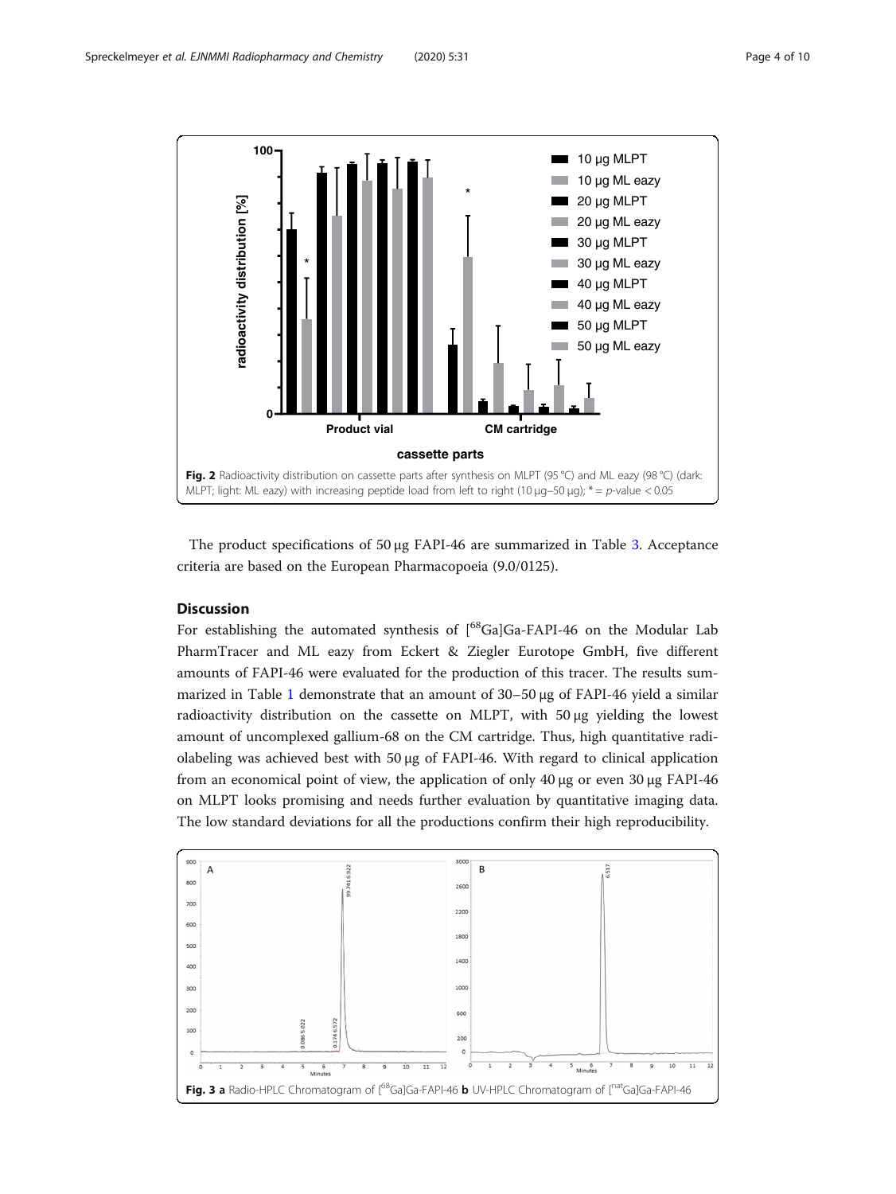Fig. 2 Radioactivity distribution on cassette parts after synthesis on MLPT (95 °C) and ML eazy (98 °C) (dark: MLPT; light: ML eazy) with increasing peptide load from left to right (10 μg–50 μg); * = $p$-value < 0.05

The product specifications of 50 μg FAPI-46 are summarized in Table 3. Acceptance criteria are based on the European Pharmacopoeia (9.0/0125).

## Discussion

For establishing the automated synthesis of [$^{68}$Ga]Ga-FAPI-46 on the Modular Lab PharmTracer and ML eazy from Eckert & Ziegler Eurotope GmbH, five different amounts of FAPI-46 were evaluated for the production of this tracer. The results summarized in Table 1 demonstrate that an amount of 30–50 μg of FAPI-46 yield a similar radioactivity distribution on the cassette on MLPT, with 50 μg yielding the lowest amount of uncomplexed gallium-68 on the CM cartridge. Thus, high quantitative radiolabeling was achieved best with 50 μg of FAPI-46. With regard to clinical application from an economical point of view, the application of only 40 μg or even 30 μg FAPI-46 on MLPT looks promising and needs further evaluation by quantitative imaging data. The low standard deviations for all the productions confirm their high reproducibility.

Fig. 3 **a** Radio-HPLC Chromatogram of [$^{68}$Ga]Ga-FAPI-46 **b** UV-HPLC Chromatogram of [$^{nat}$Ga]Ga-FAPI-46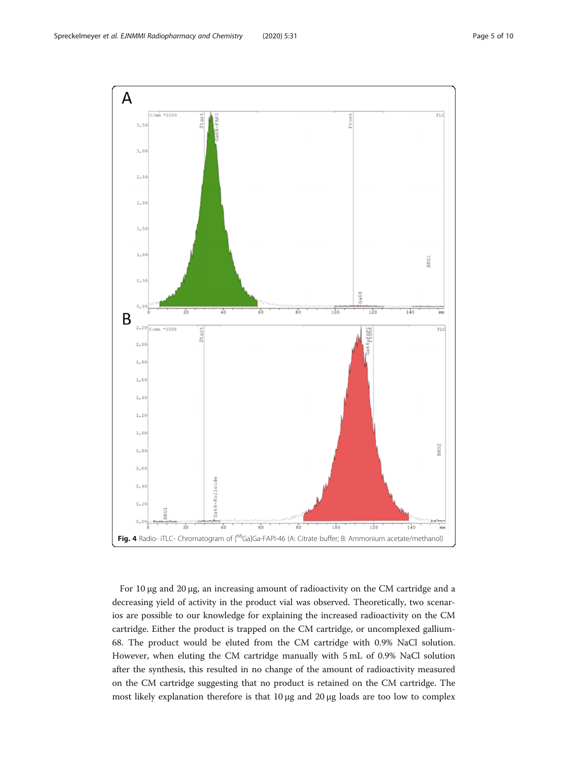**Fig. 4** Radio- iTLC- Chromatogram of [$^{68}$Ga]Ga-FAPI-46 (A: Citrate buffer; B: Ammonium acetate/methanol)

For 10 μg and 20 μg, an increasing amount of radioactivity on the CM cartridge and a decreasing yield of activity in the product vial was observed. Theoretically, two scenarios are possible to our knowledge for explaining the increased radioactivity on the CM cartridge. Either the product is trapped on the CM cartridge, or uncomplexed gallium-68. The product would be eluted from the CM cartridge with 0.9% NaCl solution. However, when eluting the CM cartridge manually with 5 mL of 0.9% NaCl solution after the synthesis, this resulted in no change of the amount of radioactivity measured on the CM cartridge suggesting that no product is retained on the CM cartridge. The most likely explanation therefore is that 10 μg and 20 μg loads are too low to complex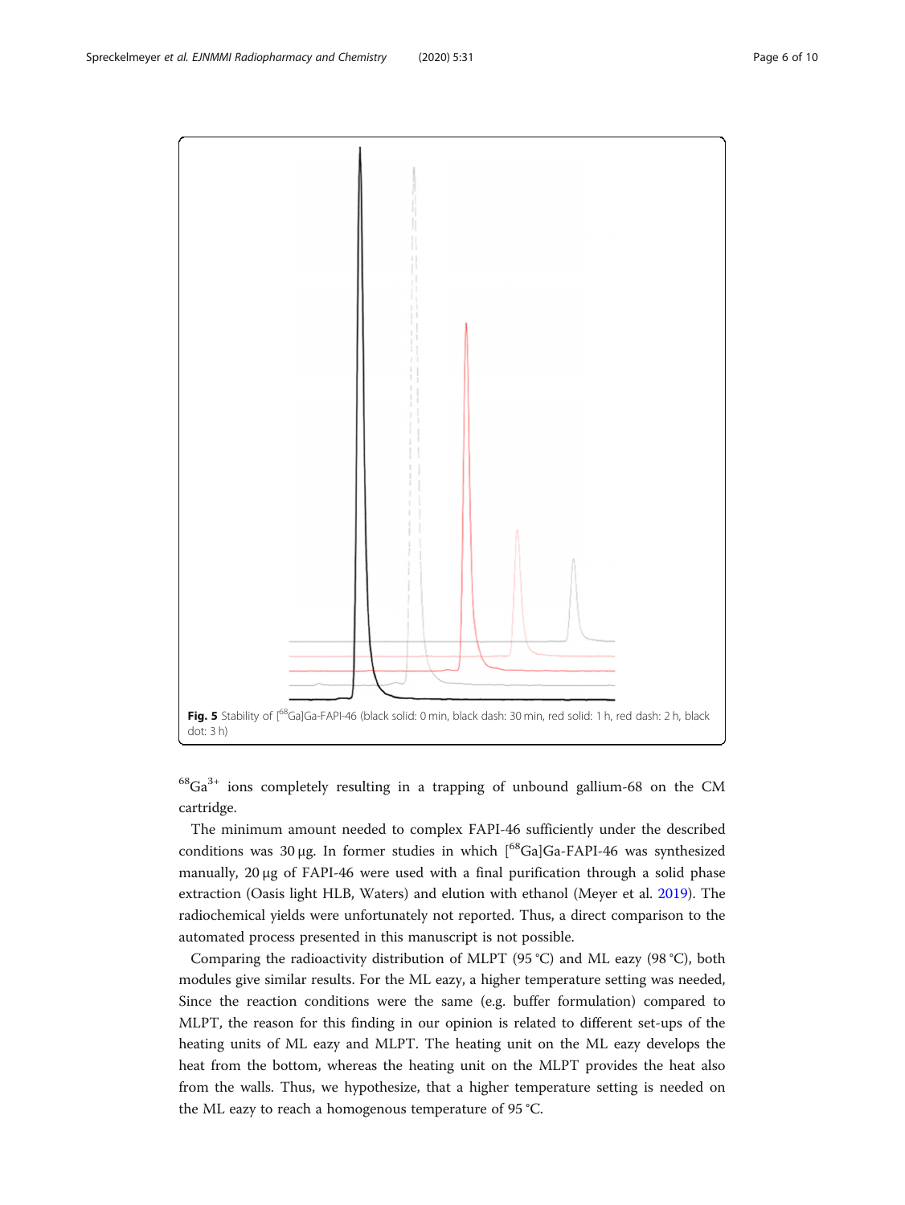Fig. 5 Stability of [$^{68}$Ga]Ga-FAPI-46 (black solid: 0 min, black dash: 30 min, red solid: 1 h, red dash: 2 h, black dot: 3 h)

$^{68}Ga^{3+}$ ions completely resulting in a trapping of unbound gallium-68 on the CM cartridge.

The minimum amount needed to complex FAPI-46 sufficiently under the described conditions was 30 μg. In former studies in which [$^{68}$Ga]Ga-FAPI-46 was synthesized manually, 20 μg of FAPI-46 were used with a final purification through a solid phase extraction (Oasis light HLB, Waters) and elution with ethanol (Meyer et al. 2019). The radiochemical yields were unfortunately not reported. Thus, a direct comparison to the automated process presented in this manuscript is not possible.

Comparing the radioactivity distribution of MLPT (95 °C) and ML eazy (98 °C), both modules give similar results. For the ML eazy, a higher temperature setting was needed, Since the reaction conditions were the same (e.g. buffer formulation) compared to MLPT, the reason for this finding in our opinion is related to different set-ups of the heating units of ML eazy and MLPT. The heating unit on the ML eazy develops the heat from the bottom, whereas the heating unit on the MLPT provides the heat also from the walls. Thus, we hypothesize, that a higher temperature setting is needed on the ML eazy to reach a homogenous temperature of 95 °C.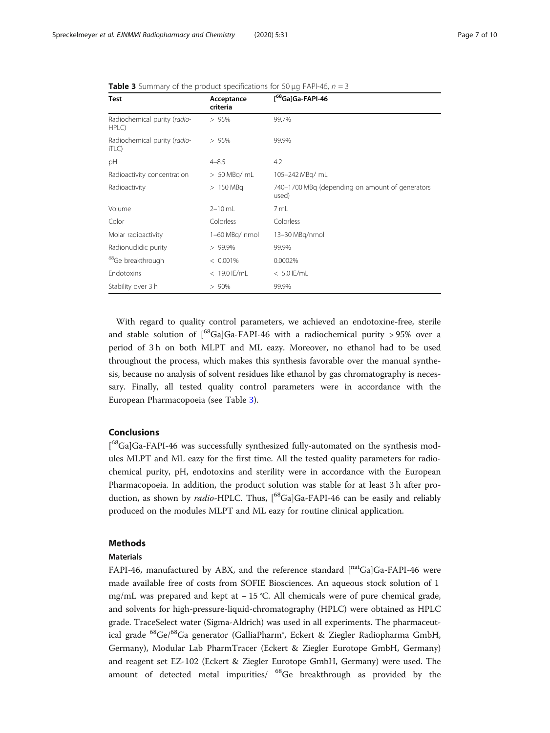**Table 3** Summary of the product specifications for 50 μg FAPI-46, $n = 3$

| Test | Acceptance criteria | [$^{68}$Ga]Ga-FAPI-46 |
| --- | --- | --- |
| Radiochemical purity (*radio*-HPLC) | > 95% | 99.7% |
| Radiochemical purity (*radio*-iTLC) | > 95% | 99.9% |
| pH | 4–8.5 | 4.2 |
| Radioactivity concentration | > 50 MBq/ mL | 105–242 MBq/ mL |
| Radioactivity | > 150 MBq | 740–1700 MBq (depending on amount of generators used) |
| Volume | 2–10 mL | 7 mL |
| Color | Colorless | Colorless |
| Molar radioactivity | 1–60 MBq/ nmol | 13–30 MBq/nmol |
| Radionuclidic purity | > 99.9% | 99.9% |
| $^{68}$Ge breakthrough | < 0.001% | 0.0002% |
| Endotoxins | < 19.0 IE/mL | < 5.0 IE/mL |
| Stability over 3 h | > 90% | 99.9% |

With regard to quality control parameters, we achieved an endotoxine-free, sterile and stable solution of [$^{68}$Ga]Ga-FAPI-46 with a radiochemical purity > 95% over a period of 3 h on both MLPT and ML eazy. Moreover, no ethanol had to be used throughout the process, which makes this synthesis favorable over the manual synthesis, because no analysis of solvent residues like ethanol by gas chromatography is necessary. Finally, all tested quality control parameters were in accordance with the European Pharmacopoeia (see Table 3).

## Conclusions

[$^{68}$Ga]Ga-FAPI-46 was successfully synthesized fully-automated on the synthesis modules MLPT and ML eazy for the first time. All the tested quality parameters for radiochemical purity, pH, endotoxins and sterility were in accordance with the European Pharmacopoeia. In addition, the product solution was stable for at least 3 h after production, as shown by *radio*-HPLC. Thus, [$^{68}$Ga]Ga-FAPI-46 can be easily and reliably produced on the modules MLPT and ML eazy for routine clinical application.

## Methods

### Materials

FAPI-46, manufactured by ABX, and the reference standard [$^{nat}$Ga]Ga-FAPI-46 were made available free of costs from SOFIE Biosciences. An aqueous stock solution of 1 mg/mL was prepared and kept at − 15 °C. All chemicals were of pure chemical grade, and solvents for high-pressure-liquid-chromatography (HPLC) were obtained as HPLC grade. TraceSelect water (Sigma-Aldrich) was used in all experiments. The pharmaceutical grade $^{68}$Ge/$^{68}$Ga generator (GalliaPharm®, Eckert & Ziegler Radiopharma GmbH, Germany), Modular Lab PharmTracer (Eckert & Ziegler Eurotope GmbH, Germany) and reagent set EZ-102 (Eckert & Ziegler Eurotope GmbH, Germany) were used. The amount of detected metal impurities/ $^{68}$Ge breakthrough as provided by the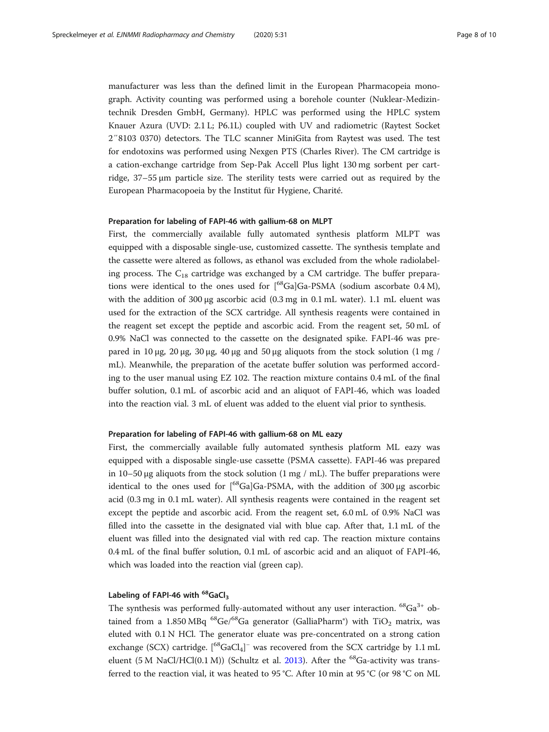manufacturer was less than the defined limit in the European Pharmacopeia monograph. Activity counting was performed using a borehole counter (Nuklear-Medizintechnik Dresden GmbH, Germany). HPLC was performed using the HPLC system Knauer Azura (UVD: 2.1 L; P6.1L) coupled with UV and radiometric (Raytest Socket 2″8103 0370) detectors. The TLC scanner MiniGita from Raytest was used. The test for endotoxins was performed using Nexgen PTS (Charles River). The CM cartridge is a cation-exchange cartridge from Sep-Pak Accell Plus light 130 mg sorbent per cartridge, 37–55 μm particle size. The sterility tests were carried out as required by the European Pharmacopoeia by the Institut für Hygiene, Charité.

#### Preparation for labeling of FAPI-46 with gallium-68 on MLPT

First, the commercially available fully automated synthesis platform MLPT was equipped with a disposable single-use, customized cassette. The synthesis template and the cassette were altered as follows, as ethanol was excluded from the whole radiolabeling process. The $C_{18}$ cartridge was exchanged by a CM cartridge. The buffer preparations were identical to the ones used for [$^{68}$Ga]Ga-PSMA (sodium ascorbate 0.4 M), with the addition of 300 μg ascorbic acid (0.3 mg in 0.1 mL water). 1.1 mL eluent was used for the extraction of the SCX cartridge. All synthesis reagents were contained in the reagent set except the peptide and ascorbic acid. From the reagent set, 50 mL of 0.9% NaCl was connected to the cassette on the designated spike. FAPI-46 was prepared in 10 μg, 20 μg, 30 μg, 40 μg and 50 μg aliquots from the stock solution (1 mg / mL). Meanwhile, the preparation of the acetate buffer solution was performed according to the user manual using EZ 102. The reaction mixture contains 0.4 mL of the final buffer solution, 0.1 mL of ascorbic acid and an aliquot of FAPI-46, which was loaded into the reaction vial. 3 mL of eluent was added to the eluent vial prior to synthesis.

#### Preparation for labeling of FAPI-46 with gallium-68 on ML eazy

First, the commercially available fully automated synthesis platform ML eazy was equipped with a disposable single-use cassette (PSMA cassette). FAPI-46 was prepared in 10–50 μg aliquots from the stock solution (1 mg / mL). The buffer preparations were identical to the ones used for [$^{68}$Ga]Ga-PSMA, with the addition of 300 μg ascorbic acid (0.3 mg in 0.1 mL water). All synthesis reagents were contained in the reagent set except the peptide and ascorbic acid. From the reagent set, 6.0 mL of 0.9% NaCl was filled into the cassette in the designated vial with blue cap. After that, 1.1 mL of the eluent was filled into the designated vial with red cap. The reaction mixture contains 0.4 mL of the final buffer solution, 0.1 mL of ascorbic acid and an aliquot of FAPI-46, which was loaded into the reaction vial (green cap).

#### Labeling of FAPI-46 with $^{68}GaCl_3$

The synthesis was performed fully-automated without any user interaction. $^{68}Ga^{3+}$ obtained from a 1.850 MBq $^{68}$Ge/$^{68}$Ga generator (GalliaPharm®) with $TiO_2$ matrix, was eluted with 0.1 N HCl. The generator eluate was pre-concentrated on a strong cation exchange (SCX) cartridge. [$^{68}GaCl_4$]$^-$ was recovered from the SCX cartridge by 1.1 mL eluent (5 M NaCl/HCl(0.1 M)) (Schultz et al. 2013). After the $^{68}$Ga-activity was transferred to the reaction vial, it was heated to 95 °C. After 10 min at 95 °C (or 98 °C on ML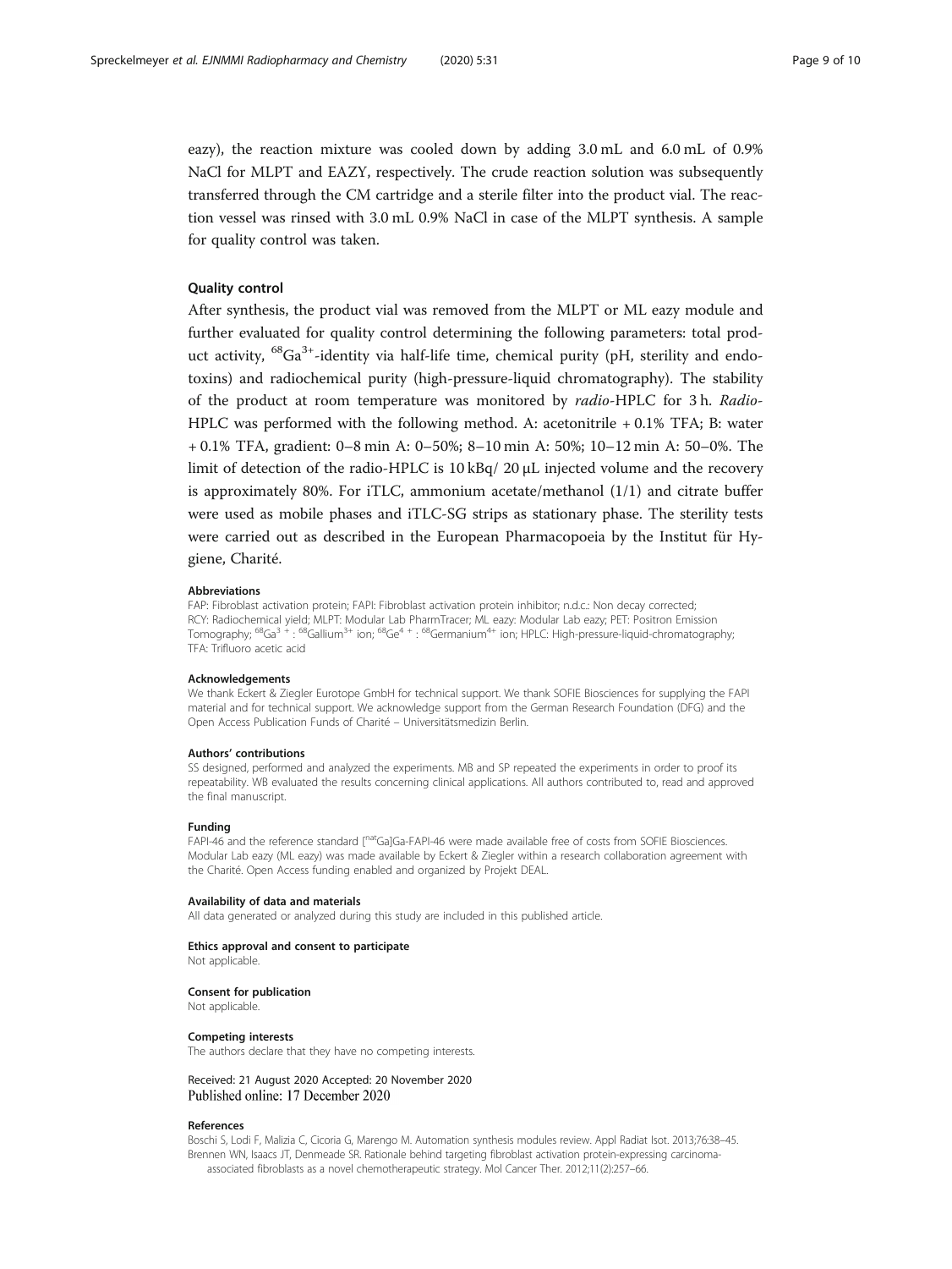eazy), the reaction mixture was cooled down by adding 3.0 mL and 6.0 mL of 0.9% NaCl for MLPT and EAZY, respectively. The crude reaction solution was subsequently transferred through the CM cartridge and a sterile filter into the product vial. The reaction vessel was rinsed with 3.0 mL 0.9% NaCl in case of the MLPT synthesis. A sample for quality control was taken.

### Quality control

After synthesis, the product vial was removed from the MLPT or ML eazy module and further evaluated for quality control determining the following parameters: total product activity, $^{68}Ga^{3+}$-identity via half-life time, chemical purity (pH, sterility and endotoxins) and radiochemical purity (high-pressure-liquid chromatography). The stability of the product at room temperature was monitored by *radio*-HPLC for 3 h. *Radio*-HPLC was performed with the following method. A: acetonitrile + 0.1% TFA; B: water + 0.1% TFA, gradient: 0–8 min A: 0–50%; 8–10 min A: 50%; 10–12 min A: 50–0%. The limit of detection of the radio-HPLC is 10 kBq/ 20 μL injected volume and the recovery is approximately 80%. For iTLC, ammonium acetate/methanol (1/1) and citrate buffer were used as mobile phases and iTLC-SG strips as stationary phase. The sterility tests were carried out as described in the European Pharmacopoeia by the Institut für Hygiene, Charité.

#### Abbreviations

FAP: Fibroblast activation protein; FAPI: Fibroblast activation protein inhibitor; n.d.c.: Non decay corrected; RCY: Radiochemical yield; MLPT: Modular Lab PharmTracer; ML eazy: Modular Lab eazy; PET: Positron Emission Tomography; $^{68}Ga^{3+}$: $^{68}$Gallium$^{3+}$ ion; $^{68}Ge^{4+}$: $^{68}$Germanium$^{4+}$ ion; HPLC: High-pressure-liquid-chromatography; TFA: Trifluoro acetic acid

#### Acknowledgements

We thank Eckert & Ziegler Eurotope GmbH for technical support. We thank SOFIE Biosciences for supplying the FAPI material and for technical support. We acknowledge support from the German Research Foundation (DFG) and the Open Access Publication Funds of Charité – Universitätsmedizin Berlin.

#### Authors' contributions

SS designed, performed and analyzed the experiments. MB and SP repeated the experiments in order to proof its repeatability. WB evaluated the results concerning clinical applications. All authors contributed to, read and approved the final manuscript.

#### Funding

FAPI-46 and the reference standard [$^{nat}$Ga]Ga-FAPI-46 were made available free of costs from SOFIE Biosciences. Modular Lab eazy (ML eazy) was made available by Eckert & Ziegler within a research collaboration agreement with the Charité. Open Access funding enabled and organized by Projekt DEAL.

#### Availability of data and materials

All data generated or analyzed during this study are included in this published article.

#### Ethics approval and consent to participate

Not applicable.

#### Consent for publication

Not applicable.

#### Competing interests

The authors declare that they have no competing interests.

Received: 21 August 2020 Accepted: 20 November 2020
Published online: 17 December 2020

#### References

Boschi S, Lodi F, Malizia C, Cicoria G, Marengo M. Automation synthesis modules review. Appl Radiat Isot. 2013;76:38–45.

Brennen WN, Isaacs JT, Denmeade SR. Rationale behind targeting fibroblast activation protein-expressing carcinoma-associated fibroblasts as a novel chemotherapeutic strategy. Mol Cancer Ther. 2012;11(2):257–66.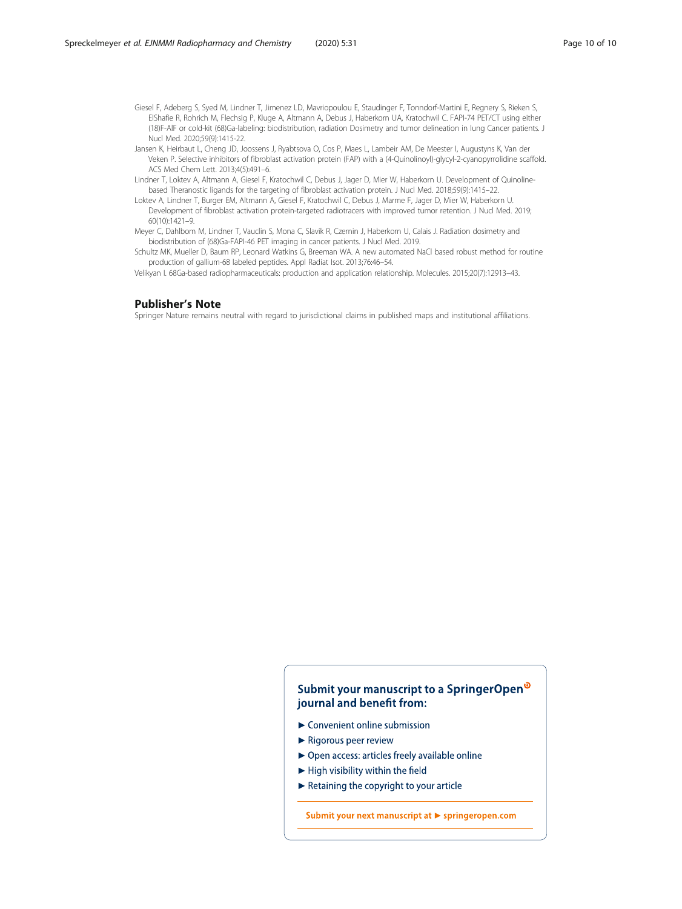Giesel F, Adeberg S, Syed M, Lindner T, Jimenez LD, Mavriopoulou E, Staudinger F, Tonndorf-Martini E, Regnery S, Rieken S, ElShafie R, Rohrich M, Flechsig P, Kluge A, Altmann A, Debus J, Haberkorn UA, Kratochwil C. FAPI-74 PET/CT using either (18)F-AlF or cold-kit (68)Ga-labeling: biodistribution, radiation Dosimetry and tumor delineation in lung Cancer patients. J Nucl Med. 2020;59(9):1415-22.

Jansen K, Heirbaut L, Cheng JD, Joossens J, Ryabtsova O, Cos P, Maes L, Lambeir AM, De Meester I, Augustyns K, Van der Veken P. Selective inhibitors of fibroblast activation protein (FAP) with a (4-Quinolinoyl)-glycyl-2-cyanopyrrolidine scaffold. ACS Med Chem Lett. 2013;4(5):491–6.

Lindner T, Loktev A, Altmann A, Giesel F, Kratochwil C, Debus J, Jager D, Mier W, Haberkorn U. Development of Quinoline-based Theranostic ligands for the targeting of fibroblast activation protein. J Nucl Med. 2018;59(9):1415–22.

Loktev A, Lindner T, Burger EM, Altmann A, Giesel F, Kratochwil C, Debus J, Marme F, Jager D, Mier W, Haberkorn U. Development of fibroblast activation protein-targeted radiotracers with improved tumor retention. J Nucl Med. 2019; 60(10):1421–9.

Meyer C, Dahlbom M, Lindner T, Vauclin S, Mona C, Slavik R, Czernin J, Haberkorn U, Calais J. Radiation dosimetry and biodistribution of (68)Ga-FAPI-46 PET imaging in cancer patients. J Nucl Med. 2019.

Schultz MK, Mueller D, Baum RP, Leonard Watkins G, Breeman WA. A new automated NaCl based robust method for routine production of gallium-68 labeled peptides. Appl Radiat Isot. 2013;76:46–54.

Velikyan I. 68Ga-based radiopharmaceuticals: production and application relationship. Molecules. 2015;20(7):12913–43.

## Publisher's Note

Springer Nature remains neutral with regard to jurisdictional claims in published maps and institutional affiliations.

**Submit your manuscript to a SpringerOpen journal and benefit from:**

- ► Convenient online submission
- ► Rigorous peer review
- ► Open access: articles freely available online
- ► High visibility within the field
- ► Retaining the copyright to your article

Submit your next manuscript at ► springeropen.com